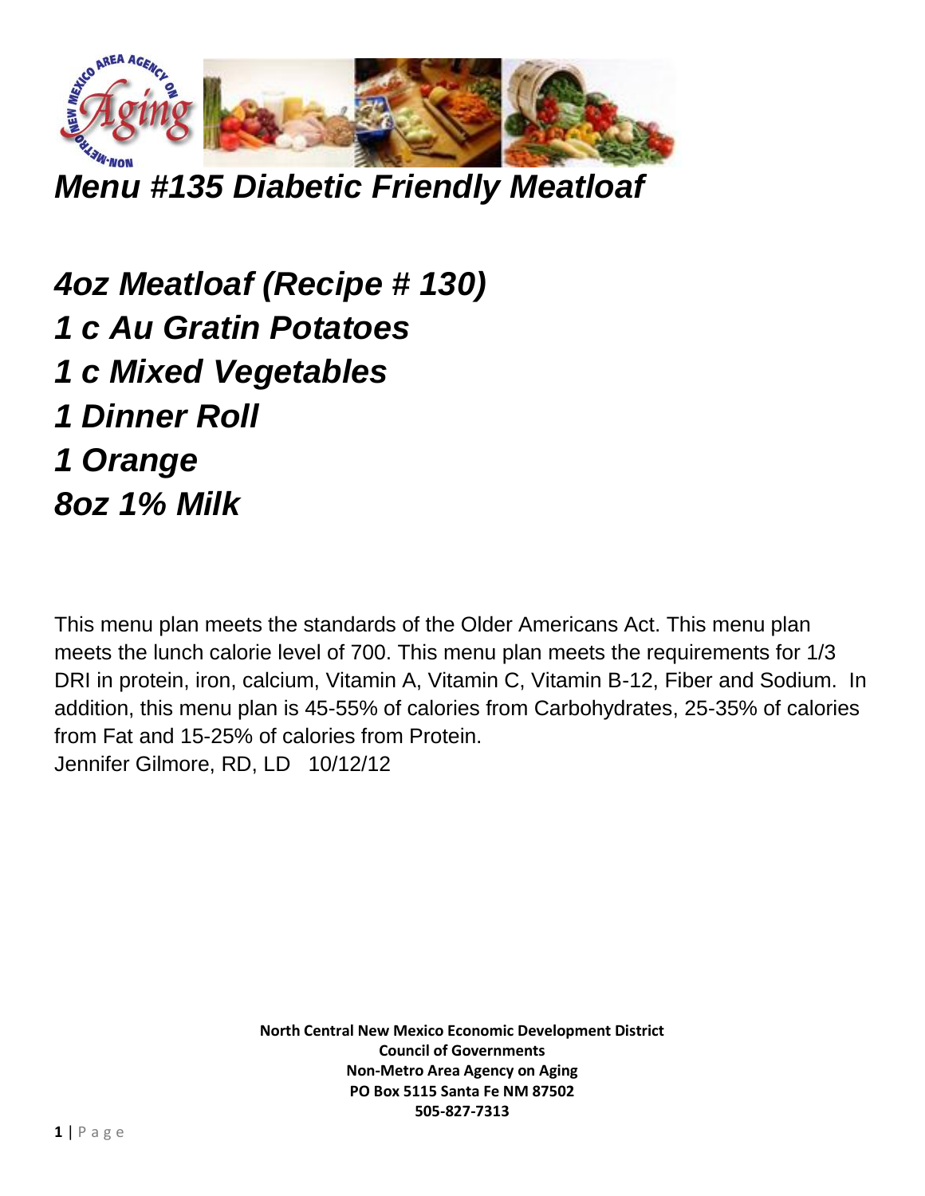# *Menu #135 Diabetic Friendly Meatloaf*

***4oz Meatloaf (Recipe # 130)***
***1 c Au Gratin Potatoes***
***1 c Mixed Vegetables***
***1 Dinner Roll***
***1 Orange***
***8oz 1% Milk***

This menu plan meets the standards of the Older Americans Act. This menu plan meets the lunch calorie level of 700. This menu plan meets the requirements for 1/3 DRI in protein, iron, calcium, Vitamin A, Vitamin C, Vitamin B-12, Fiber and Sodium. In addition, this menu plan is 45-55% of calories from Carbohydrates, 25-35% of calories from Fat and 15-25% of calories from Protein.
Jennifer Gilmore, RD, LD 10/12/12

**North Central New Mexico Economic Development District**
**Council of Governments**
**Non-Metro Area Agency on Aging**
**PO Box 5115 Santa Fe NM 87502**
**505-827-7313**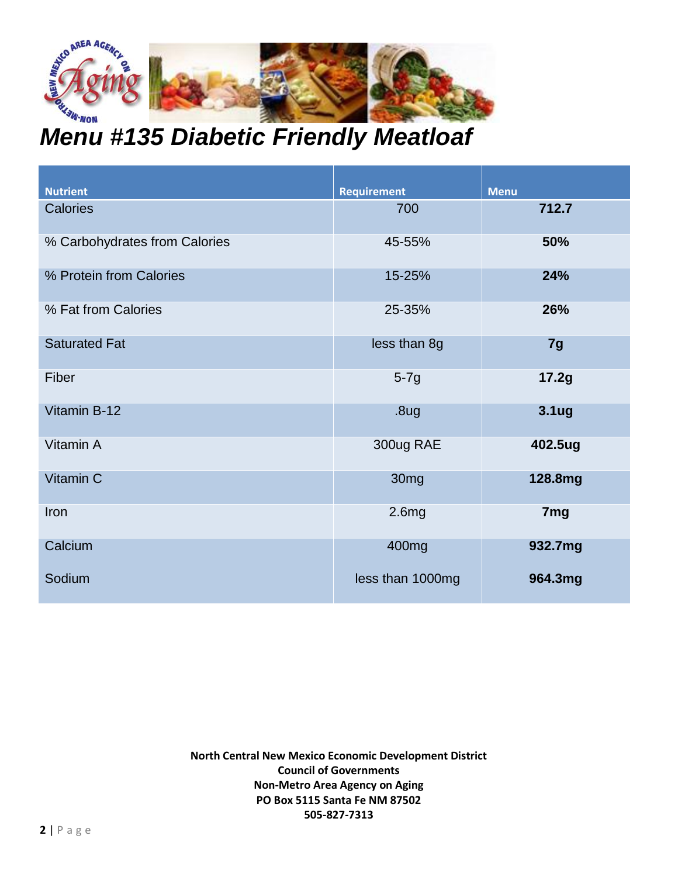# *Menu #135 Diabetic Friendly Meatloaf*

| Nutrient | Requirement | Menu |
|---|---|---|
| Calories | 700 | **712.7** |
| % Carbohydrates from Calories | 45-55% | **50%** |
| % Protein from Calories | 15-25% | **24%** |
| % Fat from Calories | 25-35% | **26%** |
| Saturated Fat | less than 8g | **7g** |
| Fiber | 5-7g | **17.2g** |
| Vitamin B-12 | .8ug | **3.1ug** |
| Vitamin A | 300ug RAE | **402.5ug** |
| Vitamin C | 30mg | **128.8mg** |
| Iron | 2.6mg | **7mg** |
| Calcium | 400mg | **932.7mg** |
| Sodium | less than 1000mg | **964.3mg** |

**North Central New Mexico Economic Development District**
**Council of Governments**
**Non-Metro Area Agency on Aging**
**PO Box 5115 Santa Fe NM 87502**
**505-827-7313**